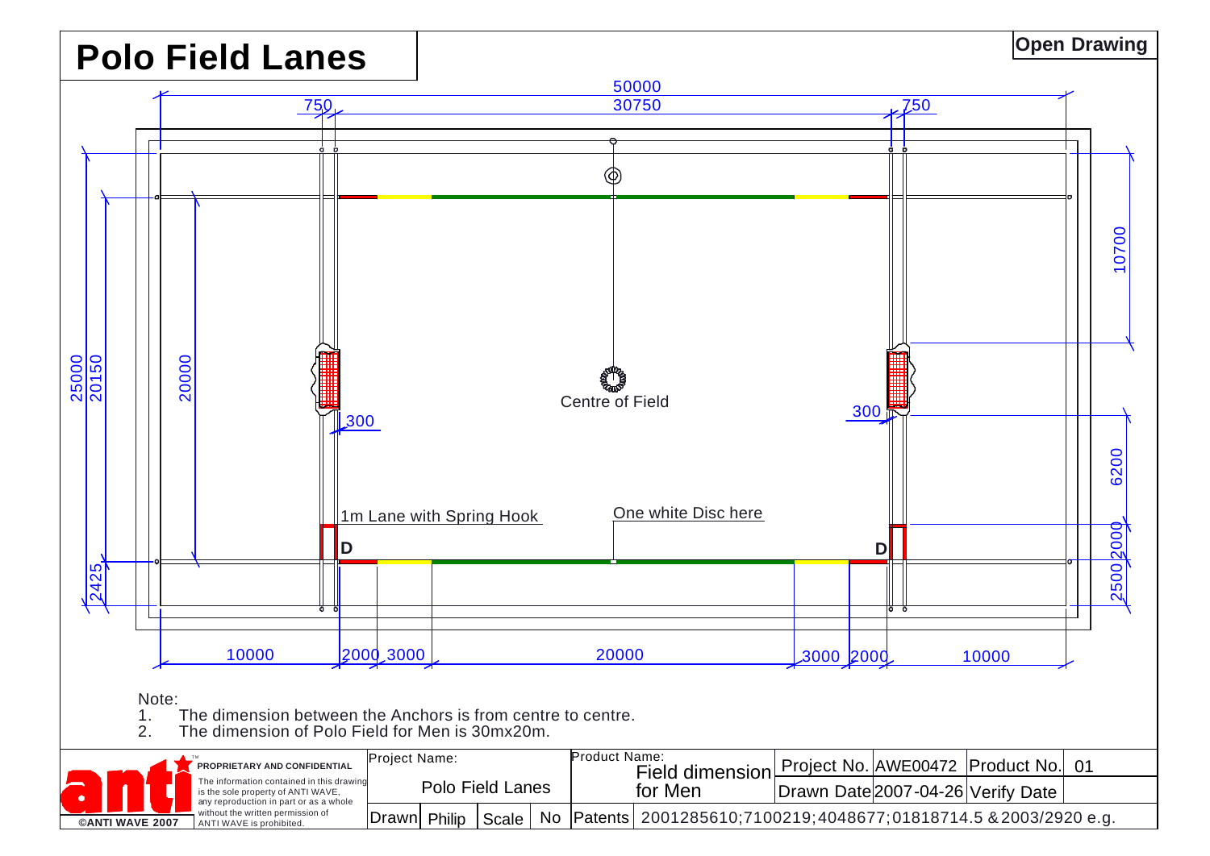# Polo Field Lanes

Open Drawing

50000

30750

750

750

10700

25000

20150

20000

300

300

Centre of Field

6200

1m Lane with Spring Hook

One white Disc here

D

D

2000

2425

2500

10000

2000

3000

20000

3000

2000

10000

Note:

1. The dimension between the Anchors is from centre to centre.
2. The dimension of Polo Field for Men is 30mx20m.

anti

©ANTI WAVE 2007

**PROPRIETARY AND CONFIDENTIAL**

The information contained in this drawing is the sole property of ANTI WAVE, any reproduction in part or as a whole without the written permission of ANTI WAVE is prohibited.

| Project Name: | | | | Product Name: | | Project No. | AWE00472 | Product No. | 01 |
|---|---|---|---|---|---|---|---|---|---|
| Polo Field Lanes | | | | Field dimension for Men | | Drawn Date | 2007-04-26 | Verify Date | |
| Drawn | Philip | Scale | No | Patents | 2001285610;7100219;4048677;01818714.5 &2003/2920 e.g. | | | | |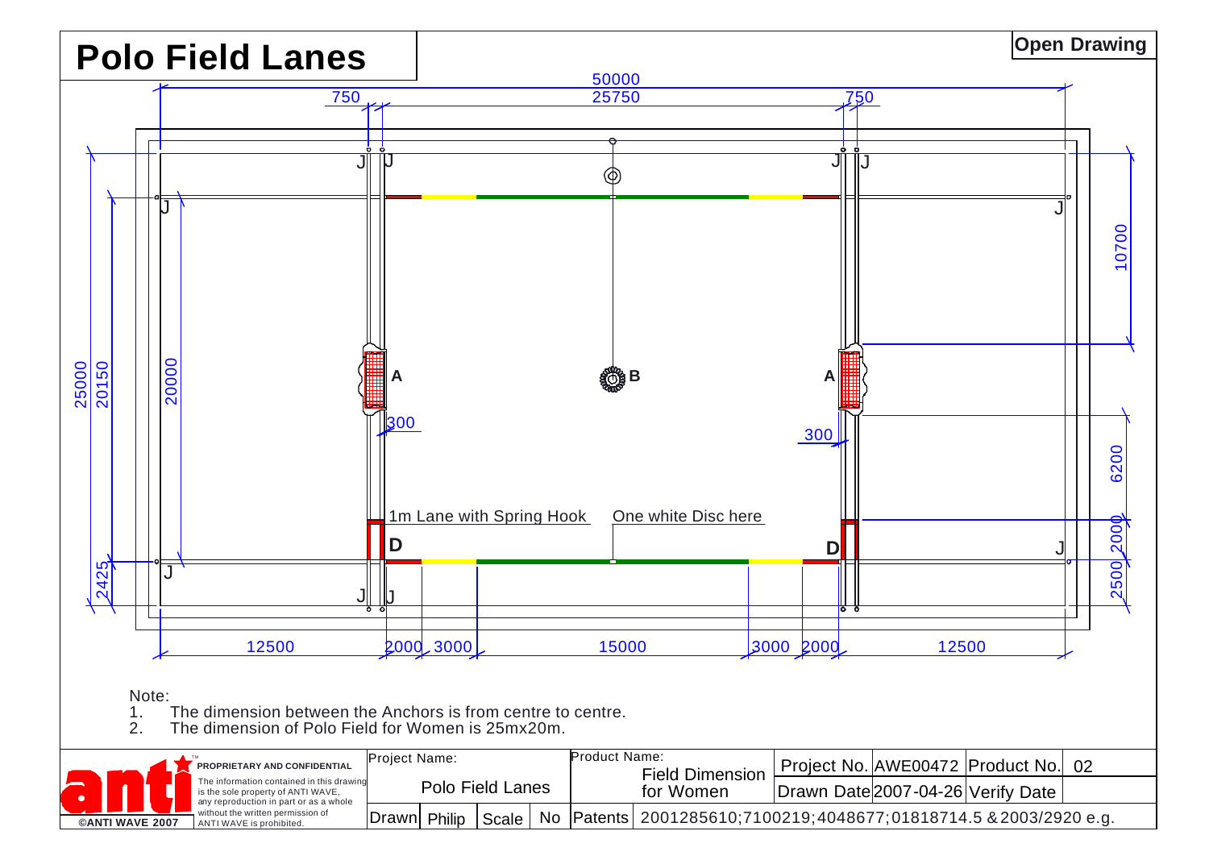# Polo Field Lanes

**Open Drawing**

50000

25750

750 750

10700

25000 20150 20000

A B A

300 300

6200

1m Lane with Spring Hook

One white Disc here

D D

2000

2425

2500

12500 2000 3000 15000 3000 2000 12500

Note:

1. The dimension between the Anchors is from centre to centre.
2. The dimension of Polo Field for Women is 25mx20m.

**PROPRIETARY AND CONFIDENTIAL**
The information contained in this drawing is the sole property of ANTI WAVE, any reproduction in part or as a whole without the written permission of ANTI WAVE is prohibited.

©ANTI WAVE 2007

| Project Name: | Product Name: | Project No. | AWE00472 | Product No. | 02 |
|---|---|---|---|---|---|
| Polo Field Lanes | Field Dimension for Women | Drawn Date | 2007-04-26 | Verify Date | |

Drawn: Philip | Scale: No | Patents: 2001285610;7100219;4048677;01818714.5 &2003/2920 e.g.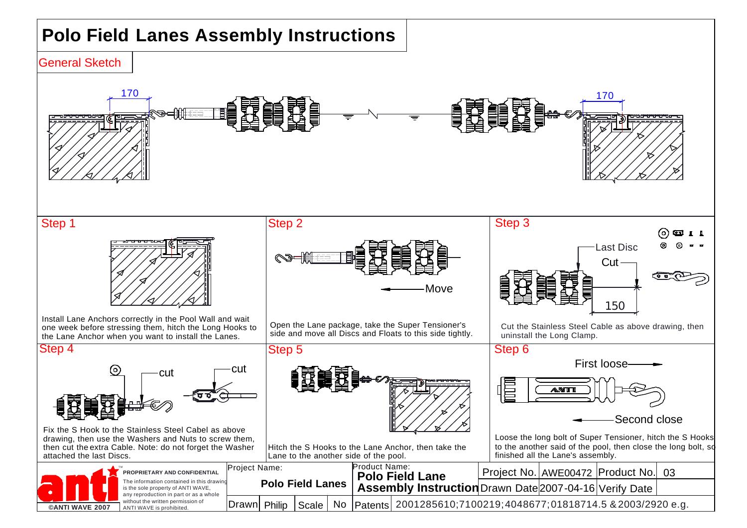# Polo Field Lanes Assembly Instructions

## General Sketch

170

170

## Step 1

Install Lane Anchors correctly in the Pool Wall and wait one week before stressing them, hitch the Long Hooks to the Lane Anchor when you want to install the Lanes.

## Step 2

Move

Open the Lane package, take the Super Tensioner's side and move all Discs and Floats to this side tightly.

## Step 3

Last Disc

Cut

150

Cut the Stainless Steel Cable as above drawing, then uninstall the Long Clamp.

## Step 4

cut

cut

Fix the S Hook to the Stainless Steel Cabel as above drawing, then use the Washers and Nuts to screw them, then cut the extra Cable. Note: do not forget the Washer attached the last Discs.

## Step 5

Hitch the S Hooks to the Lane Anchor, then take the Lane to the another side of the pool.

## Step 6

First loose

Second close

Loose the long bolt of Super Tensioner, hitch the S Hooks to the another said of the pool, then close the long bolt, so finished all the Lane's assembly.

---

©ANTI WAVE 2007

**PROPRIETARY AND CONFIDENTIAL**

The information contained in this drawing is the sole property of ANTI WAVE, any reproduction in part or as a whole without the written permission of ANTI WAVE is prohibited.

| | | | | | | | |
|---|---|---|---|---|---|---|---|
| Project Name: **Polo Field Lanes** | | Product Name: **Polo Field Lane Assembly Instruction** | Project No. | AWE00472 | Product No. | 03 | |
| | | | Drawn Date | 2007-04-16 | Verify Date | | |
| Drawn | Philip | Scale | No | Patents | 2001285610;7100219;4048677;01818714.5 &2003/2920 e.g. | | |